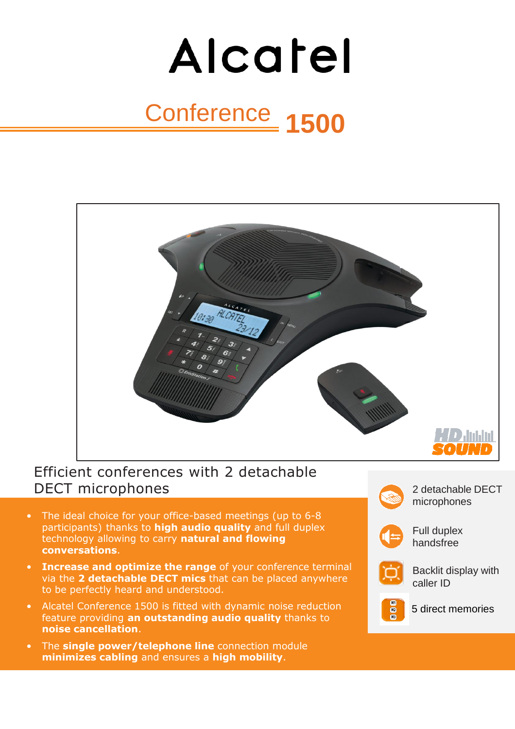# Alcatel

## Conference 1500

Efficient conferences with 2 detachable DECT microphones

- The ideal choice for your office-based meetings (up to 6-8 participants) thanks to **high audio quality** and full duplex technology allowing to carry **natural and flowing conversations**.
- **Increase and optimize the range** of your conference terminal via the **2 detachable DECT mics** that can be placed anywhere to be perfectly heard and understood.
- Alcatel Conference 1500 is fitted with dynamic noise reduction feature providing **an outstanding audio quality** thanks to **noise cancellation**.
- The **single power/telephone line** connection module **minimizes cabling** and ensures a **high mobility**.

2 detachable DECT microphones

Full duplex handsfree

Backlit display with caller ID

5 direct memories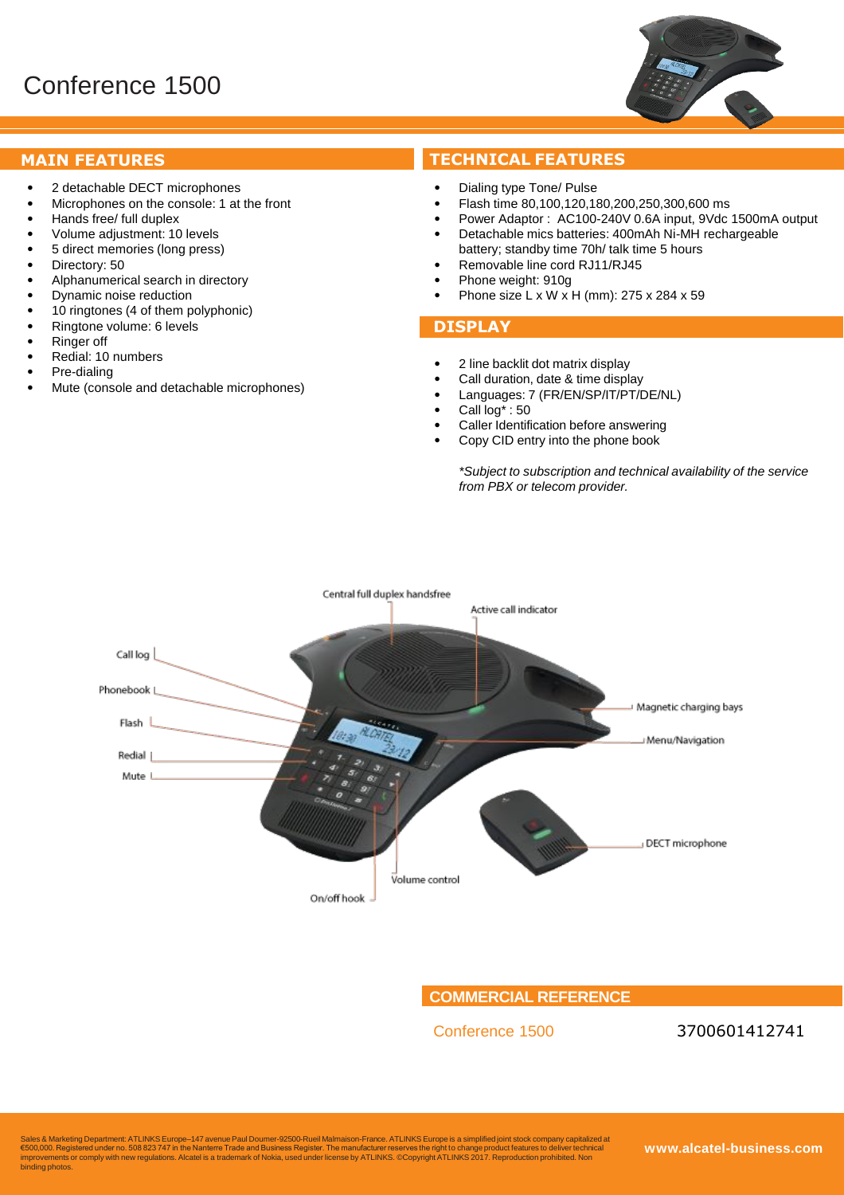# Conference 1500

## MAIN FEATURES

- 2 detachable DECT microphones
- Microphones on the console: 1 at the front
- Hands free/ full duplex
- Volume adjustment: 10 levels
- 5 direct memories (long press)
- Directory: 50
- Alphanumerical search in directory
- Dynamic noise reduction
- 10 ringtones (4 of them polyphonic)
- Ringtone volume: 6 levels
- Ringer off
- Redial: 10 numbers
- Pre-dialing
- Mute (console and detachable microphones)

## TECHNICAL FEATURES

- Dialing type Tone/ Pulse
- Flash time 80,100,120,180,200,250,300,600 ms
- Power Adaptor : AC100-240V 0.6A input, 9Vdc 1500mA output
- Detachable mics batteries: 400mAh Ni-MH rechargeable battery; standby time 70h/ talk time 5 hours
- Removable line cord RJ11/RJ45
- Phone weight: 910g
- Phone size L x W x H (mm): 275 x 284 x 59

## DISPLAY

- 2 line backlit dot matrix display
- Call duration, date & time display
- Languages: 7 (FR/EN/SP/IT/PT/DE/NL)
- Call log* : 50
- Caller Identification before answering
- Copy CID entry into the phone book

*\*Subject to subscription and technical availability of the service from PBX or telecom provider.*

Central full duplex handsfree
Active call indicator
Call log
Phonebook
Flash
Redial
Mute
Magnetic charging bays
Menu/Navigation
DECT microphone
Volume control
On/off hook

## COMMERCIAL REFERENCE

| | |
|---|---|
| Conference 1500 | 3700601412741 |

Sales & Marketing Department: ATLINKS Europe–147 avenue Paul Doumer-92500-Rueil Malmaison-France. ATLINKS Europe is a simplified joint stock company capitalized at €500,000. Registered under no. 508 823 747 in the Nanterre Trade and Business Register. The manufacturer reserves the right to change product features to deliver technical improvements or comply with new regulations. Alcatel is a trademark of Nokia, used under license by ATLINKS. ©Copyright ATLINKS 2017. Reproduction prohibited. Non binding photos.

**www.alcatel-business.com**